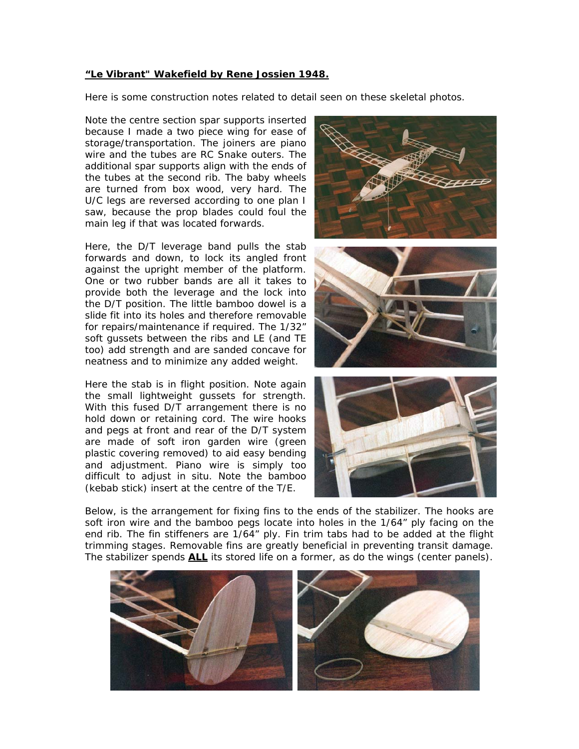**"Le Vibrant" Wakefield by Rene Jossien 1948.**

Here is some construction notes related to detail seen on these skeletal photos.

Note the centre section spar supports inserted because I made a two piece wing for ease of storage/transportation. The joiners are piano wire and the tubes are RC Snake outers. The additional spar supports align with the ends of the tubes at the second rib. The baby wheels are turned from box wood, very hard. The U/C legs are reversed according to one plan I saw, because the prop blades could foul the main leg if that was located forwards.

Here, the D/T leverage band pulls the stab forwards and down, to lock its angled front against the upright member of the platform. One or two rubber bands are all it takes to provide both the leverage and the lock into the D/T position. The little bamboo dowel is a slide fit into its holes and therefore removable for repairs/maintenance if required. The 1/32" soft gussets between the ribs and LE (and TE too) add strength and are sanded concave for neatness and to minimize any added weight.

Here the stab is in flight position. Note again the small lightweight gussets for strength. With this fused D/T arrangement there is no hold down or retaining cord. The wire hooks and pegs at front and rear of the D/T system are made of soft iron garden wire (green plastic covering removed) to aid easy bending and adjustment. Piano wire is simply too difficult to adjust in situ. Note the bamboo (kebab stick) insert at the centre of the T/E.

Below, is the arrangement for fixing fins to the ends of the stabilizer. The hooks are soft iron wire and the bamboo pegs locate into holes in the 1/64" ply facing on the end rib. The fin stiffeners are 1/64" ply. Fin trim tabs had to be added at the flight trimming stages. Removable fins are greatly beneficial in preventing transit damage. The stabilizer spends **ALL** its stored life on a former, as do the wings (center panels).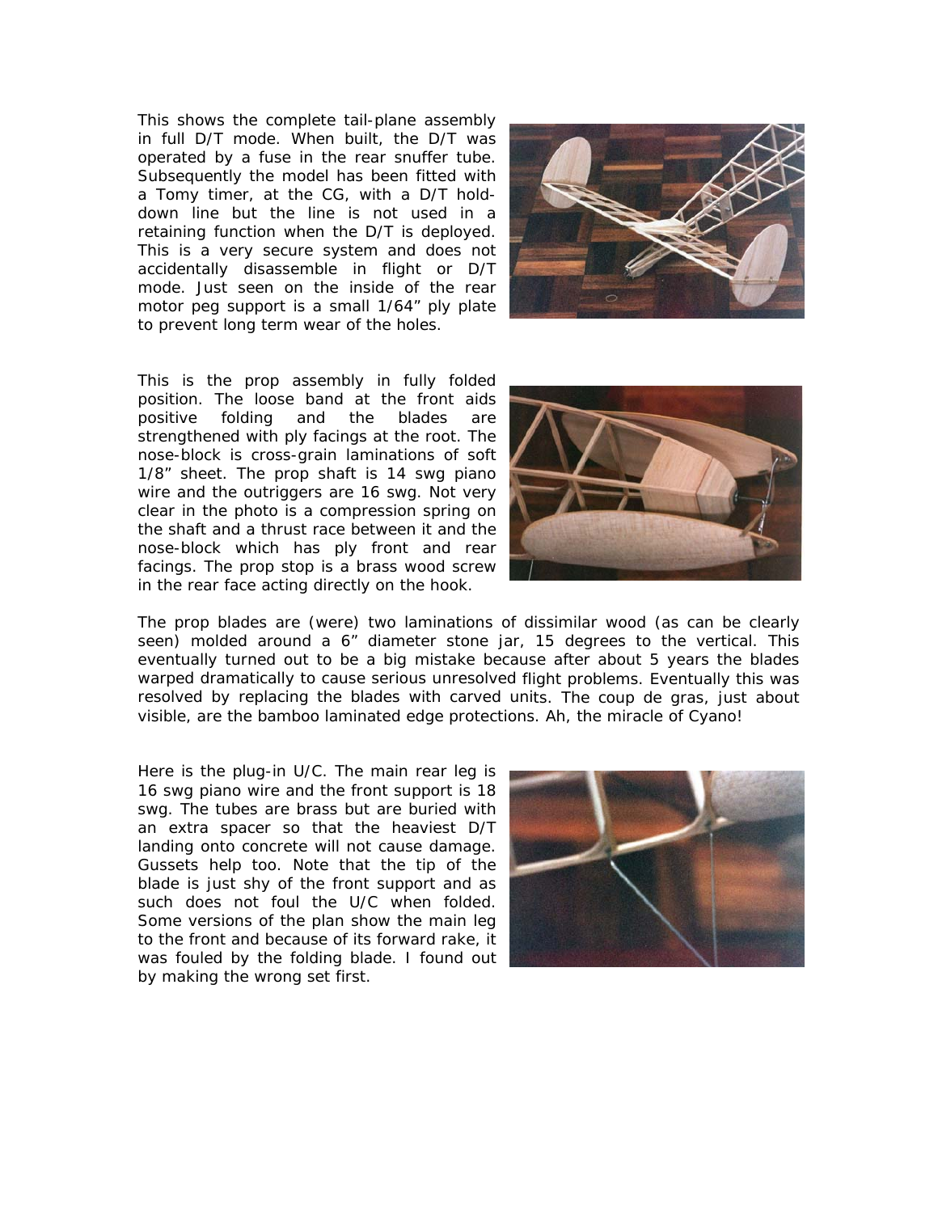This shows the complete tail-plane assembly in full D/T mode. When built, the D/T was operated by a fuse in the rear snuffer tube. Subsequently the model has been fitted with a Tomy timer, at the CG, with a D/T hold-down line but the line is not used in a retaining function when the D/T is deployed. This is a very secure system and does not accidentally disassemble in flight or D/T mode. Just seen on the inside of the rear motor peg support is a small 1/64" ply plate to prevent long term wear of the holes.

This is the prop assembly in fully folded position. The loose band at the front aids positive folding and the blades are strengthened with ply facings at the root. The nose-block is cross-grain laminations of soft 1/8" sheet. The prop shaft is 14 swg piano wire and the outriggers are 16 swg. Not very clear in the photo is a compression spring on the shaft and a thrust race between it and the nose-block which has ply front and rear facings. The prop stop is a brass wood screw in the rear face acting directly on the hook.

The prop blades are (were) two laminations of dissimilar wood (as can be clearly seen) molded around a 6" diameter stone jar, 15 degrees to the vertical. This eventually turned out to be a big mistake because after about 5 years the blades warped dramatically to cause serious unresolved flight problems. Eventually this was resolved by replacing the blades with carved units. The coup de gras, just about visible, are the bamboo laminated edge protections. Ah, the miracle of Cyano!

Here is the plug-in U/C. The main rear leg is 16 swg piano wire and the front support is 18 swg. The tubes are brass but are buried with an extra spacer so that the heaviest D/T landing onto concrete will not cause damage. Gussets help too. Note that the tip of the blade is just shy of the front support and as such does not foul the U/C when folded. Some versions of the plan show the main leg to the front and because of its forward rake, it was fouled by the folding blade. I found out by making the wrong set first.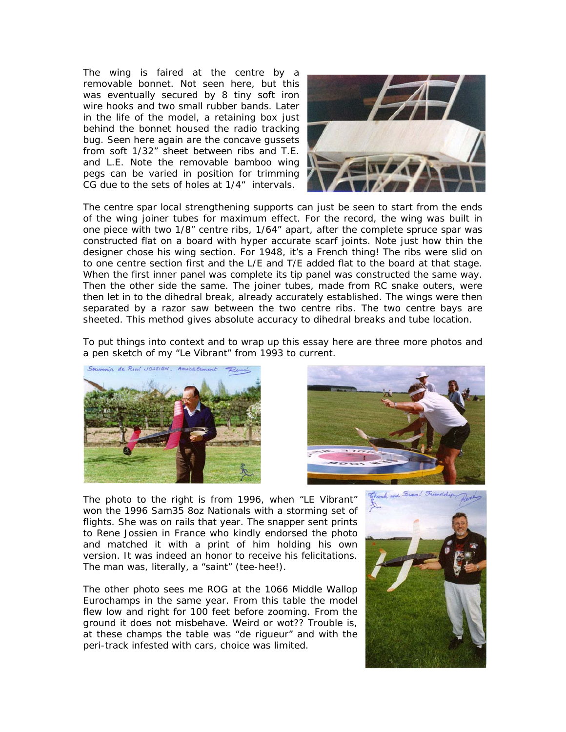The wing is faired at the centre by a removable bonnet. Not seen here, but this was eventually secured by 8 tiny soft iron wire hooks and two small rubber bands. Later in the life of the model, a retaining box just behind the bonnet housed the radio tracking bug. Seen here again are the concave gussets from soft 1/32" sheet between ribs and T.E. and L.E. Note the removable bamboo wing pegs can be varied in position for trimming CG due to the sets of holes at 1/4" intervals.

The centre spar local strengthening supports can just be seen to start from the ends of the wing joiner tubes for maximum effect. For the record, the wing was built in one piece with two 1/8" centre ribs, 1/64" apart, after the complete spruce spar was constructed flat on a board with hyper accurate scarf joints. Note just how thin the designer chose his wing section. For 1948, it's a French thing! The ribs were slid on to one centre section first and the L/E and T/E added flat to the board at that stage. When the first inner panel was complete its tip panel was constructed the same way. Then the other side the same. The joiner tubes, made from RC snake outers, were then let in to the dihedral break, already accurately established. The wings were then separated by a razor saw between the two centre ribs. The two centre bays are sheeted. This method gives absolute accuracy to dihedral breaks and tube location.

To put things into context and to wrap up this essay here are three more photos and a pen sketch of my "Le Vibrant" from 1993 to current.

The photo to the right is from 1996, when "LE Vibrant" won the 1996 Sam35 8oz Nationals with a storming set of flights. She was on rails that year. The snapper sent prints to Rene Jossien in France who kindly endorsed the photo and matched it with a print of him holding his own version. It was indeed an honor to receive his felicitations. The man was, literally, a "saint" (tee-hee!).

The other photo sees me ROG at the 1066 Middle Wallop Eurochamps in the same year. From this table the model flew low and right for 100 feet before zooming. From the ground it does not misbehave. Weird or wot?? Trouble is, at these champs the table was "de rigueur" and with the peri-track infested with cars, choice was limited.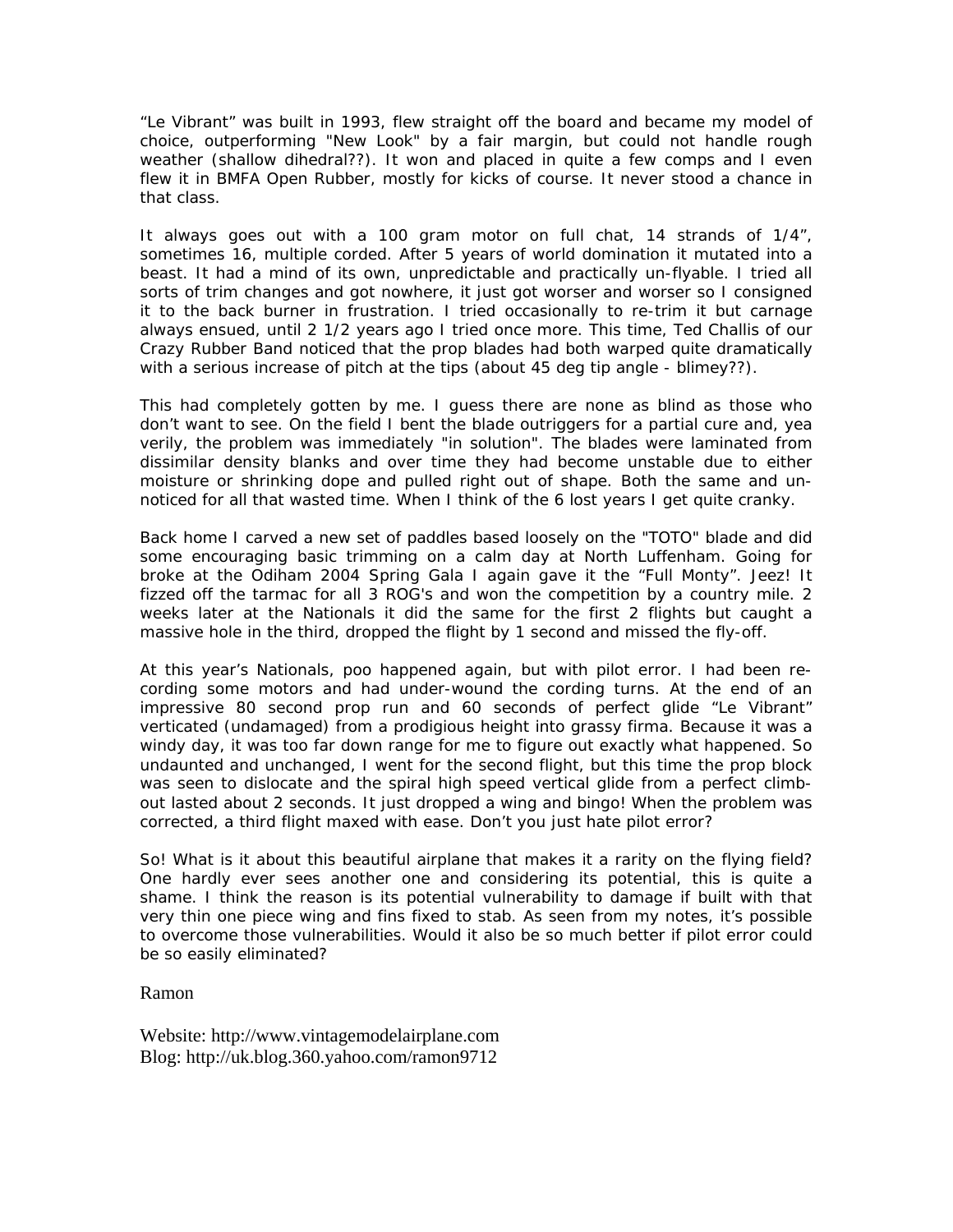"Le Vibrant" was built in 1993, flew straight off the board and became my model of choice, outperforming "New Look" by a fair margin, but could not handle rough weather (shallow dihedral??). It won and placed in quite a few comps and I even flew it in BMFA Open Rubber, mostly for kicks of course. It never stood a chance in that class.

It always goes out with a 100 gram motor on full chat, 14 strands of 1/4", sometimes 16, multiple corded. After 5 years of world domination it mutated into a beast. It had a mind of its own, unpredictable and practically un-flyable. I tried all sorts of trim changes and got nowhere, it just got worser and worser so I consigned it to the back burner in frustration. I tried occasionally to re-trim it but carnage always ensued, until 2 1/2 years ago I tried once more. This time, Ted Challis of our Crazy Rubber Band noticed that the prop blades had both warped quite dramatically with a serious increase of pitch at the tips (about 45 deg tip angle - blimey??).

This had completely gotten by me. I guess there are none as blind as those who don't want to see. On the field I bent the blade outriggers for a partial cure and, yea verily, the problem was immediately "in solution". The blades were laminated from dissimilar density blanks and over time they had become unstable due to either moisture or shrinking dope and pulled right out of shape. Both the same and un-noticed for all that wasted time. When I think of the 6 lost years I get quite cranky.

Back home I carved a new set of paddles based loosely on the "TOTO" blade and did some encouraging basic trimming on a calm day at North Luffenham. Going for broke at the Odiham 2004 Spring Gala I again gave it the "Full Monty". Jeez! It fizzed off the tarmac for all 3 ROG's and won the competition by a country mile. 2 weeks later at the Nationals it did the same for the first 2 flights but caught a massive hole in the third, dropped the flight by 1 second and missed the fly-off.

At this year's Nationals, poo happened again, but with pilot error. I had been re-cording some motors and had under-wound the cording turns. At the end of an impressive 80 second prop run and 60 seconds of perfect glide "Le Vibrant" verticated (undamaged) from a prodigious height into grassy firma. Because it was a windy day, it was too far down range for me to figure out exactly what happened. So undaunted and unchanged, I went for the second flight, but this time the prop block was seen to dislocate and the spiral high speed vertical glide from a perfect climb-out lasted about 2 seconds. It just dropped a wing and bingo! When the problem was corrected, a third flight maxed with ease. Don't you just hate pilot error?

So! What is it about this beautiful airplane that makes it a rarity on the flying field? One hardly ever sees another one and considering its potential, this is quite a shame. I think the reason is its potential vulnerability to damage if built with that very thin one piece wing and fins fixed to stab. As seen from my notes, it's possible to overcome those vulnerabilities. Would it also be so much better if pilot error could be so easily eliminated?

Ramon

Website: http://www.vintagemodelairplane.com
Blog: http://uk.blog.360.yahoo.com/ramon9712